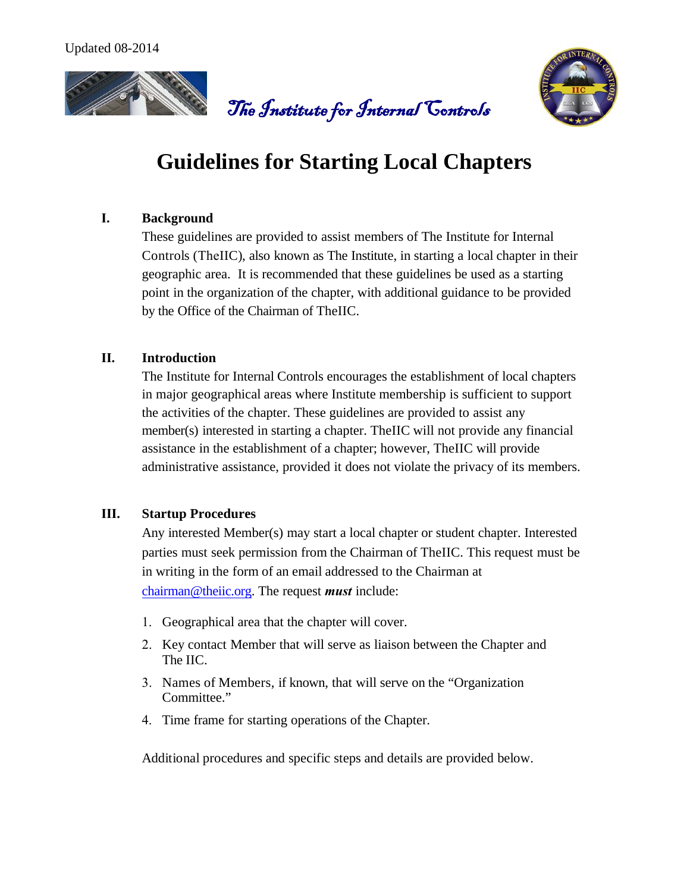Updated 08-2014

The Institute for Internal Controls

# Guidelines for Starting Local Chapters

## I. Background

These guidelines are provided to assist members of The Institute for Internal Controls (TheIIC), also known as The Institute, in starting a local chapter in their geographic area. It is recommended that these guidelines be used as a starting point in the organization of the chapter, with additional guidance to be provided by the Office of the Chairman of TheIIC.

## II. Introduction

The Institute for Internal Controls encourages the establishment of local chapters in major geographical areas where Institute membership is sufficient to support the activities of the chapter. These guidelines are provided to assist any member(s) interested in starting a chapter. TheIIC will not provide any financial assistance in the establishment of a chapter; however, TheIIC will provide administrative assistance, provided it does not violate the privacy of its members.

## III. Startup Procedures

Any interested Member(s) may start a local chapter or student chapter. Interested parties must seek permission from the Chairman of TheIIC. This request must be in writing in the form of an email addressed to the Chairman at chairman@theiic.org. The request ***must*** include:

1. Geographical area that the chapter will cover.
2. Key contact Member that will serve as liaison between the Chapter and The IIC.
3. Names of Members, if known, that will serve on the "Organization Committee."
4. Time frame for starting operations of the Chapter.

Additional procedures and specific steps and details are provided below.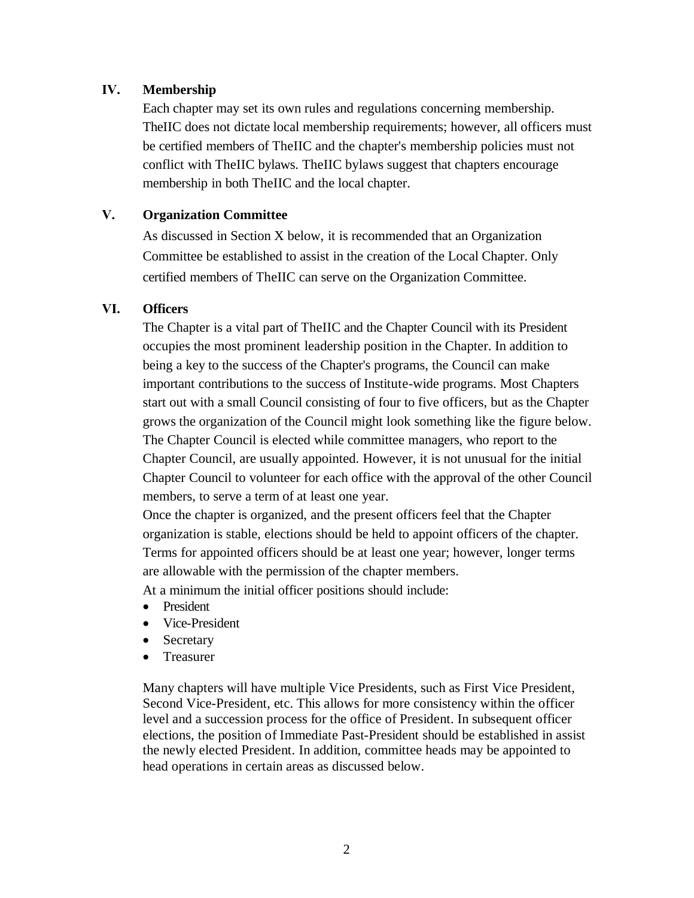## IV. Membership

Each chapter may set its own rules and regulations concerning membership. TheIIC does not dictate local membership requirements; however, all officers must be certified members of TheIIC and the chapter's membership policies must not conflict with TheIIC bylaws. TheIIC bylaws suggest that chapters encourage membership in both TheIIC and the local chapter.

## V. Organization Committee

As discussed in Section X below, it is recommended that an Organization Committee be established to assist in the creation of the Local Chapter. Only certified members of TheIIC can serve on the Organization Committee.

## VI. Officers

The Chapter is a vital part of TheIIC and the Chapter Council with its President occupies the most prominent leadership position in the Chapter. In addition to being a key to the success of the Chapter's programs, the Council can make important contributions to the success of Institute-wide programs. Most Chapters start out with a small Council consisting of four to five officers, but as the Chapter grows the organization of the Council might look something like the figure below. The Chapter Council is elected while committee managers, who report to the Chapter Council, are usually appointed. However, it is not unusual for the initial Chapter Council to volunteer for each office with the approval of the other Council members, to serve a term of at least one year.

Once the chapter is organized, and the present officers feel that the Chapter organization is stable, elections should be held to appoint officers of the chapter. Terms for appointed officers should be at least one year; however, longer terms are allowable with the permission of the chapter members.

At a minimum the initial officer positions should include:

- President
- Vice-President
- Secretary
- Treasurer

Many chapters will have multiple Vice Presidents, such as First Vice President, Second Vice-President, etc. This allows for more consistency within the officer level and a succession process for the office of President. In subsequent officer elections, the position of Immediate Past-President should be established in assist the newly elected President. In addition, committee heads may be appointed to head operations in certain areas as discussed below.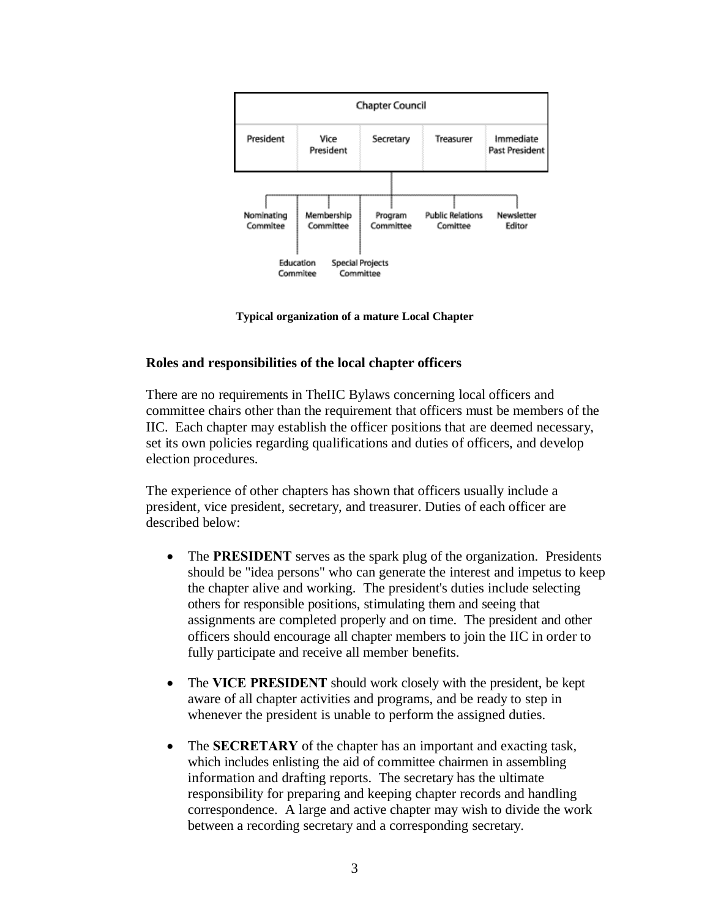Chapter Council

President | Vice President | Secretary | Treasurer | Immediate Past President

Nominating Commitee

Membership Committee

Program Committee

Public Relations Comittee

Newsletter Editor

Education Commitee

Special Projects Committee

**Typical organization of a mature Local Chapter**

**Roles and responsibilities of the local chapter officers**

There are no requirements in TheIIC Bylaws concerning local officers and committee chairs other than the requirement that officers must be members of the IIC. Each chapter may establish the officer positions that are deemed necessary, set its own policies regarding qualifications and duties of officers, and develop election procedures.

The experience of other chapters has shown that officers usually include a president, vice president, secretary, and treasurer. Duties of each officer are described below:

- The **PRESIDENT** serves as the spark plug of the organization. Presidents should be "idea persons" who can generate the interest and impetus to keep the chapter alive and working. The president's duties include selecting others for responsible positions, stimulating them and seeing that assignments are completed properly and on time. The president and other officers should encourage all chapter members to join the IIC in order to fully participate and receive all member benefits.

- The **VICE PRESIDENT** should work closely with the president, be kept aware of all chapter activities and programs, and be ready to step in whenever the president is unable to perform the assigned duties.

- The **SECRETARY** of the chapter has an important and exacting task, which includes enlisting the aid of committee chairmen in assembling information and drafting reports. The secretary has the ultimate responsibility for preparing and keeping chapter records and handling correspondence. A large and active chapter may wish to divide the work between a recording secretary and a corresponding secretary.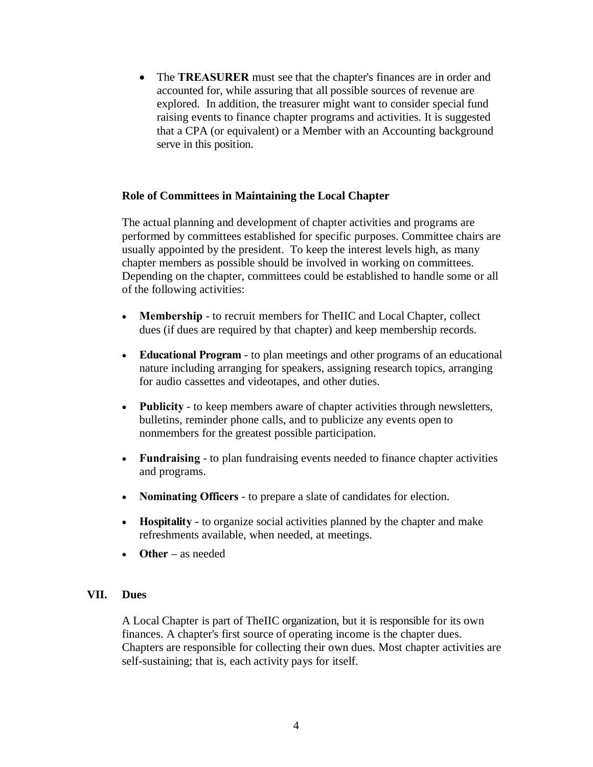- The **TREASURER** must see that the chapter's finances are in order and accounted for, while assuring that all possible sources of revenue are explored. In addition, the treasurer might want to consider special fund raising events to finance chapter programs and activities. It is suggested that a CPA (or equivalent) or a Member with an Accounting background serve in this position.

**Role of Committees in Maintaining the Local Chapter**

The actual planning and development of chapter activities and programs are performed by committees established for specific purposes. Committee chairs are usually appointed by the president. To keep the interest levels high, as many chapter members as possible should be involved in working on committees. Depending on the chapter, committees could be established to handle some or all of the following activities:

- **Membership** - to recruit members for TheIIC and Local Chapter, collect dues (if dues are required by that chapter) and keep membership records.
- **Educational Program** - to plan meetings and other programs of an educational nature including arranging for speakers, assigning research topics, arranging for audio cassettes and videotapes, and other duties.
- **Publicity** - to keep members aware of chapter activities through newsletters, bulletins, reminder phone calls, and to publicize any events open to nonmembers for the greatest possible participation.
- **Fundraising** - to plan fundraising events needed to finance chapter activities and programs.
- **Nominating Officers** - to prepare a slate of candidates for election.
- **Hospitality** - to organize social activities planned by the chapter and make refreshments available, when needed, at meetings.
- **Other** – as needed

## VII. Dues

A Local Chapter is part of TheIIC organization, but it is responsible for its own finances. A chapter's first source of operating income is the chapter dues. Chapters are responsible for collecting their own dues. Most chapter activities are self-sustaining; that is, each activity pays for itself.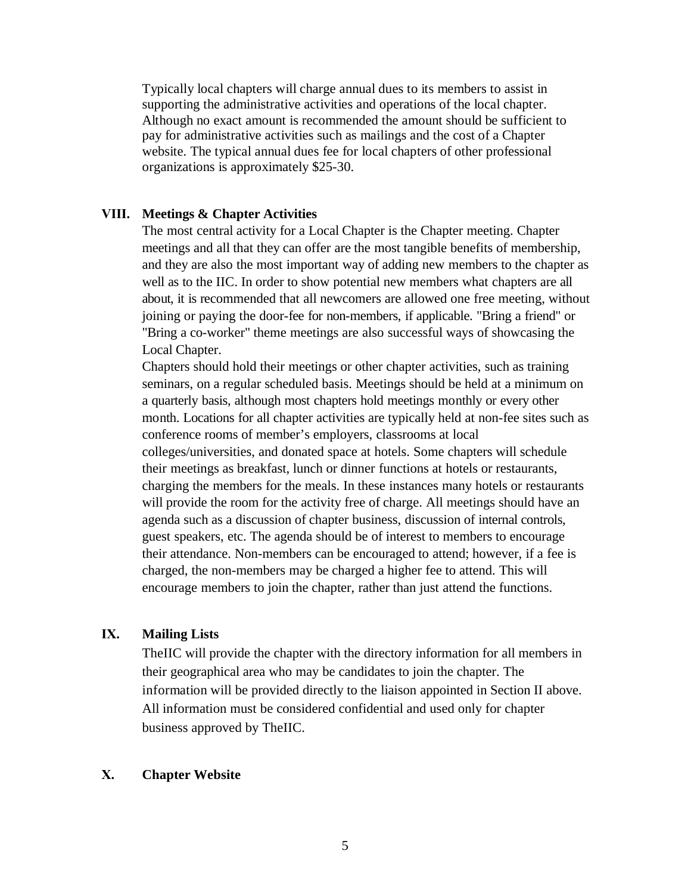Typically local chapters will charge annual dues to its members to assist in supporting the administrative activities and operations of the local chapter. Although no exact amount is recommended the amount should be sufficient to pay for administrative activities such as mailings and the cost of a Chapter website. The typical annual dues fee for local chapters of other professional organizations is approximately $25-30.

## VIII. Meetings & Chapter Activities

The most central activity for a Local Chapter is the Chapter meeting. Chapter meetings and all that they can offer are the most tangible benefits of membership, and they are also the most important way of adding new members to the chapter as well as to the IIC. In order to show potential new members what chapters are all about, it is recommended that all newcomers are allowed one free meeting, without joining or paying the door-fee for non-members, if applicable. "Bring a friend" or "Bring a co-worker" theme meetings are also successful ways of showcasing the Local Chapter.

Chapters should hold their meetings or other chapter activities, such as training seminars, on a regular scheduled basis. Meetings should be held at a minimum on a quarterly basis, although most chapters hold meetings monthly or every other month. Locations for all chapter activities are typically held at non-fee sites such as conference rooms of member's employers, classrooms at local colleges/universities, and donated space at hotels. Some chapters will schedule their meetings as breakfast, lunch or dinner functions at hotels or restaurants, charging the members for the meals. In these instances many hotels or restaurants will provide the room for the activity free of charge. All meetings should have an agenda such as a discussion of chapter business, discussion of internal controls, guest speakers, etc. The agenda should be of interest to members to encourage their attendance. Non-members can be encouraged to attend; however, if a fee is charged, the non-members may be charged a higher fee to attend. This will encourage members to join the chapter, rather than just attend the functions.

## IX. Mailing Lists

TheIIC will provide the chapter with the directory information for all members in their geographical area who may be candidates to join the chapter. The information will be provided directly to the liaison appointed in Section II above. All information must be considered confidential and used only for chapter business approved by TheIIC.

## X. Chapter Website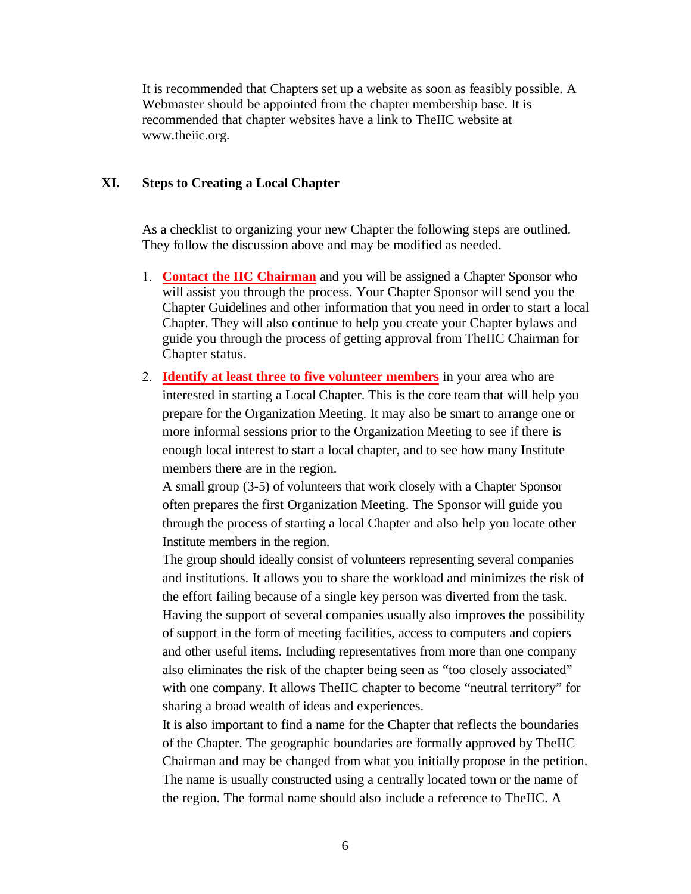It is recommended that Chapters set up a website as soon as feasibly possible. A Webmaster should be appointed from the chapter membership base. It is recommended that chapter websites have a link to TheIIC website at www.theiic.org.

## XI. Steps to Creating a Local Chapter

As a checklist to organizing your new Chapter the following steps are outlined. They follow the discussion above and may be modified as needed.

1. **Contact the IIC Chairman** and you will be assigned a Chapter Sponsor who will assist you through the process. Your Chapter Sponsor will send you the Chapter Guidelines and other information that you need in order to start a local Chapter. They will also continue to help you create your Chapter bylaws and guide you through the process of getting approval from TheIIC Chairman for Chapter status.
2. **Identify at least three to five volunteer members** in your area who are interested in starting a Local Chapter. This is the core team that will help you prepare for the Organization Meeting. It may also be smart to arrange one or more informal sessions prior to the Organization Meeting to see if there is enough local interest to start a local chapter, and to see how many Institute members there are in the region.

   A small group (3-5) of volunteers that work closely with a Chapter Sponsor often prepares the first Organization Meeting. The Sponsor will guide you through the process of starting a local Chapter and also help you locate other Institute members in the region.

   The group should ideally consist of volunteers representing several companies and institutions. It allows you to share the workload and minimizes the risk of the effort failing because of a single key person was diverted from the task. Having the support of several companies usually also improves the possibility of support in the form of meeting facilities, access to computers and copiers and other useful items. Including representatives from more than one company also eliminates the risk of the chapter being seen as "too closely associated" with one company. It allows TheIIC chapter to become "neutral territory" for sharing a broad wealth of ideas and experiences.

   It is also important to find a name for the Chapter that reflects the boundaries of the Chapter. The geographic boundaries are formally approved by TheIIC Chairman and may be changed from what you initially propose in the petition. The name is usually constructed using a centrally located town or the name of the region. The formal name should also include a reference to TheIIC. A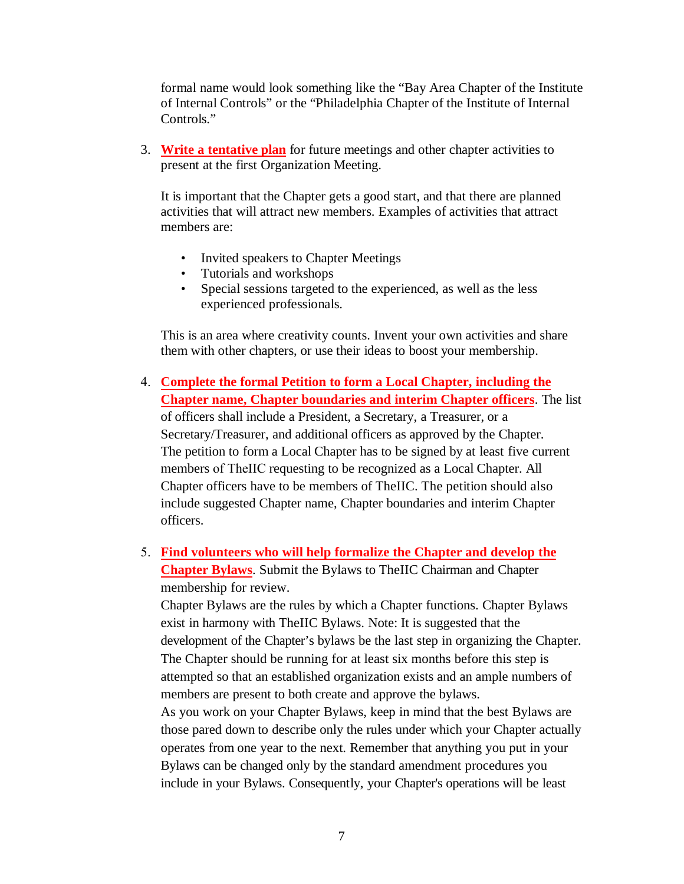formal name would look something like the “Bay Area Chapter of the Institute of Internal Controls” or the “Philadelphia Chapter of the Institute of Internal Controls.”

3. **Write a tentative plan** for future meetings and other chapter activities to present at the first Organization Meeting.

   It is important that the Chapter gets a good start, and that there are planned activities that will attract new members. Examples of activities that attract members are:

   - Invited speakers to Chapter Meetings
   - Tutorials and workshops
   - Special sessions targeted to the experienced, as well as the less experienced professionals.

   This is an area where creativity counts. Invent your own activities and share them with other chapters, or use their ideas to boost your membership.

4. **Complete the formal Petition to form a Local Chapter, including the Chapter name, Chapter boundaries and interim Chapter officers**. The list of officers shall include a President, a Secretary, a Treasurer, or a Secretary/Treasurer, and additional officers as approved by the Chapter. The petition to form a Local Chapter has to be signed by at least five current members of TheIIC requesting to be recognized as a Local Chapter. All Chapter officers have to be members of TheIIC. The petition should also include suggested Chapter name, Chapter boundaries and interim Chapter officers.

5. **Find volunteers who will help formalize the Chapter and develop the Chapter Bylaws**. Submit the Bylaws to TheIIC Chairman and Chapter membership for review.
   Chapter Bylaws are the rules by which a Chapter functions. Chapter Bylaws exist in harmony with TheIIC Bylaws. Note: It is suggested that the development of the Chapter's bylaws be the last step in organizing the Chapter. The Chapter should be running for at least six months before this step is attempted so that an established organization exists and an ample numbers of members are present to both create and approve the bylaws.
   As you work on your Chapter Bylaws, keep in mind that the best Bylaws are those pared down to describe only the rules under which your Chapter actually operates from one year to the next. Remember that anything you put in your Bylaws can be changed only by the standard amendment procedures you include in your Bylaws. Consequently, your Chapter's operations will be least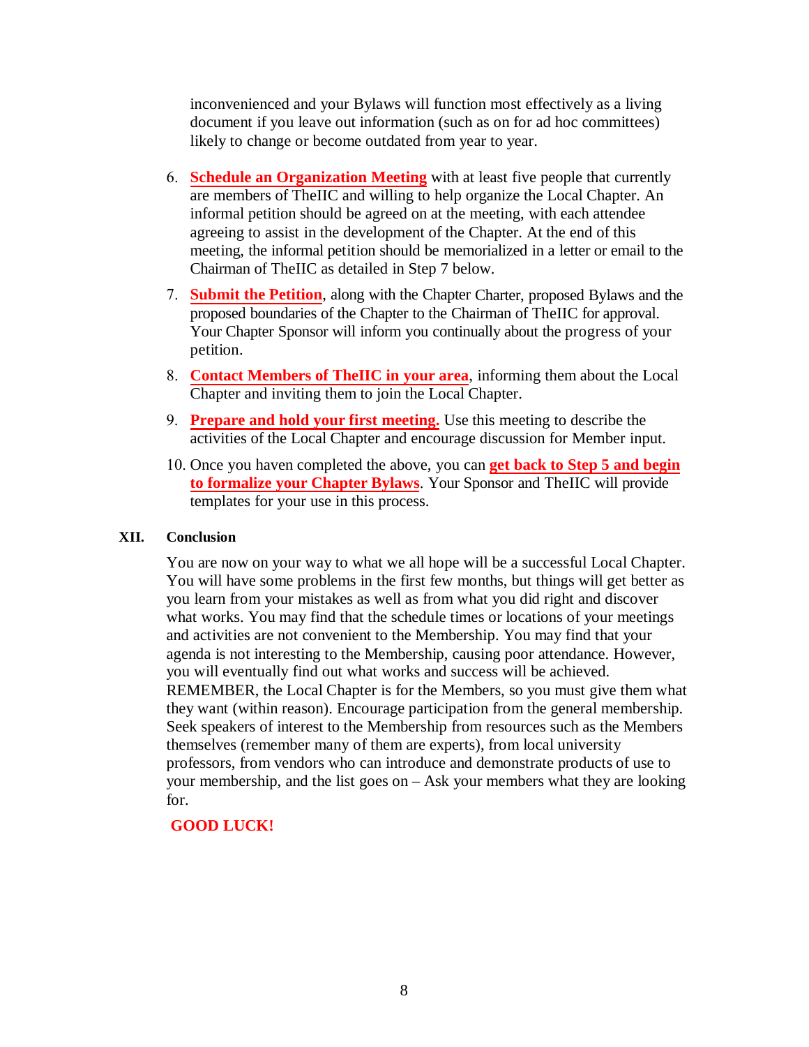inconvenienced and your Bylaws will function most effectively as a living document if you leave out information (such as on for ad hoc committees) likely to change or become outdated from year to year.

6. **Schedule an Organization Meeting** with at least five people that currently are members of TheIIC and willing to help organize the Local Chapter. An informal petition should be agreed on at the meeting, with each attendee agreeing to assist in the development of the Chapter. At the end of this meeting, the informal petition should be memorialized in a letter or email to the Chairman of TheIIC as detailed in Step 7 below.
7. **Submit the Petition**, along with the Chapter Charter, proposed Bylaws and the proposed boundaries of the Chapter to the Chairman of TheIIC for approval. Your Chapter Sponsor will inform you continually about the progress of your petition.
8. **Contact Members of TheIIC in your area**, informing them about the Local Chapter and inviting them to join the Local Chapter.
9. **Prepare and hold your first meeting.** Use this meeting to describe the activities of the Local Chapter and encourage discussion for Member input.
10. Once you haven completed the above, you can **get back to Step 5 and begin to formalize your Chapter Bylaws**. Your Sponsor and TheIIC will provide templates for your use in this process.

## XII. Conclusion

You are now on your way to what we all hope will be a successful Local Chapter. You will have some problems in the first few months, but things will get better as you learn from your mistakes as well as from what you did right and discover what works. You may find that the schedule times or locations of your meetings and activities are not convenient to the Membership. You may find that your agenda is not interesting to the Membership, causing poor attendance. However, you will eventually find out what works and success will be achieved. REMEMBER, the Local Chapter is for the Members, so you must give them what they want (within reason). Encourage participation from the general membership. Seek speakers of interest to the Membership from resources such as the Members themselves (remember many of them are experts), from local university professors, from vendors who can introduce and demonstrate products of use to your membership, and the list goes on – Ask your members what they are looking for.

**GOOD LUCK!**